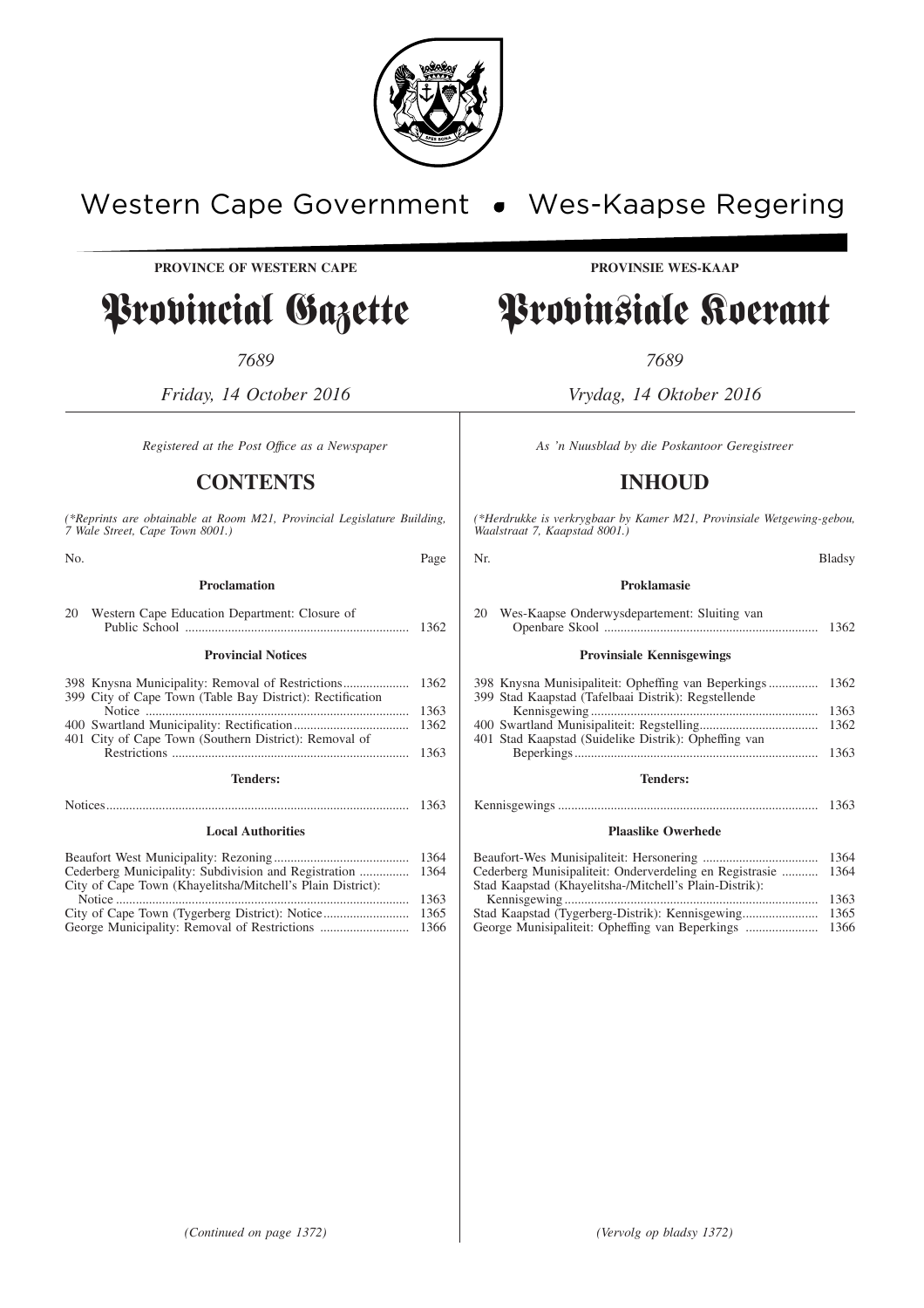Western Cape Government • Wes-Kaapse Regering

**PROVINCE OF WESTERN CAPE**

# Provincial Gazette

*7689*

*Friday, 14 October 2016*

*Registered at the Post Office as a Newspaper*

## CONTENTS

*(\*Reprints are obtainable at Room M21, Provincial Legislature Building, 7 Wale Street, Cape Town 8001.)*

| No. | | Page |
|---|---|---|
| | **Proclamation** | |
| 20 | Western Cape Education Department: Closure of Public School | 1362 |
| | **Provincial Notices** | |
| 398 | Knysna Municipality: Removal of Restrictions | 1362 |
| 399 | City of Cape Town (Table Bay District): Rectification Notice | 1363 |
| 400 | Swartland Municipality: Rectification | 1362 |
| 401 | City of Cape Town (Southern District): Removal of Restrictions | 1363 |
| | **Tenders:** | |
| | Notices | 1363 |
| | **Local Authorities** | |
| | Beaufort West Municipality: Rezoning | 1364 |
| | Cederberg Municipality: Subdivision and Registration | 1364 |
| | City of Cape Town (Khayelitsha/Mitchell's Plain District): Notice | 1363 |
| | City of Cape Town (Tygerberg District): Notice | 1365 |
| | George Municipality: Removal of Restrictions | 1366 |

*(Continued on page 1372)*

**PROVINSIE WES-KAAP**

# Provinsiale Koerant

*7689*

*Vrydag, 14 Oktober 2016*

*As 'n Nuusblad by die Poskantoor Geregistreer*

## INHOUD

*(\*Herdrukke is verkrygbaar by Kamer M21, Provinsiale Wetgewing-gebou, Waalstraat 7, Kaapstad 8001.)*

| Nr. | | Bladsy |
|---|---|---|
| | **Proklamasie** | |
| 20 | Wes-Kaapse Onderwysdepartement: Sluiting van Openbare Skool | 1362 |
| | **Provinsiale Kennisgewings** | |
| 398 | Knysna Munisipaliteit: Opheffing van Beperkings | 1362 |
| 399 | Stad Kaapstad (Tafelbaai Distrik): Regstellende Kennisgewing | 1363 |
| 400 | Swartland Munisipaliteit: Regstelling | 1362 |
| 401 | Stad Kaapstad (Suidelike Distrik): Opheffing van Beperkings | 1363 |
| | **Tenders:** | |
| | Kennisgewings | 1363 |
| | **Plaaslike Owerhede** | |
| | Beaufort-Wes Munisipaliteit: Hersonering | 1364 |
| | Cederberg Munisipaliteit: Onderverdeling en Registrasie | 1364 |
| | Stad Kaapstad (Khayelitsha-/Mitchell's Plain-Distrik): Kennisgewing | 1363 |
| | Stad Kaapstad (Tygerberg-Distrik): Kennisgewing | 1365 |
| | George Munisipaliteit: Opheffing van Beperkings | 1366 |

*(Vervolg op bladsy 1372)*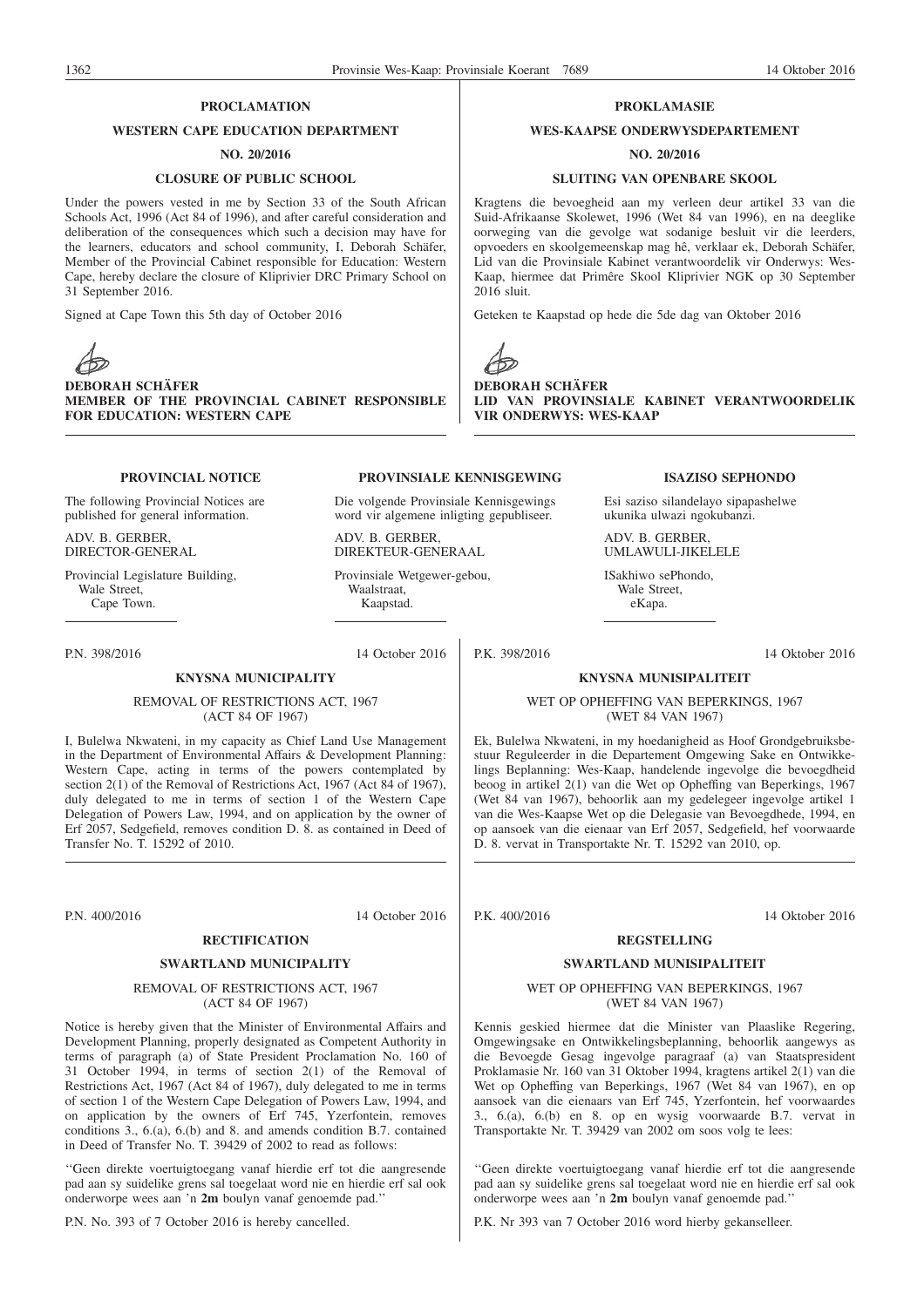## PROCLAMATION

### WESTERN CAPE EDUCATION DEPARTMENT

### NO. 20/2016

### CLOSURE OF PUBLIC SCHOOL

Under the powers vested in me by Section 33 of the South African Schools Act, 1996 (Act 84 of 1996), and after careful consideration and deliberation of the consequences which such a decision may have for the learners, educators and school community, I, Deborah Schäfer, Member of the Provincial Cabinet responsible for Education: Western Cape, hereby declare the closure of Kliprivier DRC Primary School on 31 September 2016.

Signed at Cape Town this 5th day of October 2016

**DEBORAH SCHÄFER**
**MEMBER OF THE PROVINCIAL CABINET RESPONSIBLE FOR EDUCATION: WESTERN CAPE**

## PROKLAMASIE

### WES-KAAPSE ONDERWYSDEPARTEMENT

### NO. 20/2016

### SLUITING VAN OPENBARE SKOOL

Kragtens die bevoegheid aan my verleen deur artikel 33 van die Suid-Afrikaanse Skolewet, 1996 (Wet 84 van 1996), en na deeglike oorweging van die gevolge wat sodanige besluit vir die leerders, opvoeders en skoolgemeenskap mag hê, verklaar ek, Deborah Schäfer, Lid van die Provinsiale Kabinet verantwoordelik vir Onderwys: Wes-Kaap, hiermee dat Primêre Skool Kliprivier NGK op 30 September 2016 sluit.

Geteken te Kaapstad op hede die 5de dag van Oktober 2016

**DEBORAH SCHÄFER**
**LID VAN PROVINSIALE KABINET VERANTWOORDELIK VIR ONDERWYS: WES-KAAP**

---

## PROVINCIAL NOTICE

The following Provincial Notices are published for general information.

ADV. B. GERBER,
DIRECTOR-GENERAL

Provincial Legislature Building,
Wale Street,
Cape Town.

## PROVINSIALE KENNISGEWING

Die volgende Provinsiale Kennisgewings word vir algemene inligting gepubliseer.

ADV. B. GERBER,
DIREKTEUR-GENERAAL

Provinsiale Wetgewer-gebou,
Waalstraat,
Kaapstad.

## ISAZISO SEPHONDO

Esi saziso silandelayo sipapashelwe ukunika ulwazi ngokubanzi.

ADV. B. GERBER,
UMLAWULI-JIKELELE

ISakhiwo sePhondo,
Wale Street,
eKapa.

---

P.N. 398/2016 — 14 October 2016

### KNYSNA MUNICIPALITY

REMOVAL OF RESTRICTIONS ACT, 1967
(ACT 84 OF 1967)

I, Bulelwa Nkwateni, in my capacity as Chief Land Use Management in the Department of Environmental Affairs & Development Planning: Western Cape, acting in terms of the powers contemplated by section 2(1) of the Removal of Restrictions Act, 1967 (Act 84 of 1967), duly delegated to me in terms of section 1 of the Western Cape Delegation of Powers Law, 1994, and on application by the owner of Erf 2057, Sedgefield, removes condition D. 8. as contained in Deed of Transfer No. T. 15292 of 2010.

P.K. 398/2016 — 14 Oktober 2016

### KNYSNA MUNISIPALITEIT

WET OP OPHEFFING VAN BEPERKINGS, 1967
(WET 84 VAN 1967)

Ek, Bulelwa Nkwateni, in my hoedanigheid as Hoof Grondgebruiksbestuur Reguleerder in die Departement Omgewing Sake en Ontwikkelings Beplanning: Wes-Kaap, handelende ingevolge die bevoegdheid beoog in artikel 2(1) van die Wet op Opheffing van Beperkings, 1967 (Wet 84 van 1967), behoorlik aan my gedelegeer ingevolge artikel 1 van die Wes-Kaapse Wet op die Delegasie van Bevoegdhede, 1994, en op aansoek van die eienaar van Erf 2057, Sedgefield, hef voorwaarde D. 8. vervat in Transportakte Nr. T. 15292 van 2010, op.

---

P.N. 400/2016 — 14 October 2016

### RECTIFICATION

### SWARTLAND MUNICIPALITY

REMOVAL OF RESTRICTIONS ACT, 1967
(ACT 84 OF 1967)

Notice is hereby given that the Minister of Environmental Affairs and Development Planning, properly designated as Competent Authority in terms of paragraph (a) of State President Proclamation No. 160 of 31 October 1994, in terms of section 2(1) of the Removal of Restrictions Act, 1967 (Act 84 of 1967), duly delegated to me in terms of section 1 of the Western Cape Delegation of Powers Law, 1994, and on application by the owners of Erf 745, Yzerfontein, removes conditions 3., 6.(a), 6.(b) and 8. and amends condition B.7. contained in Deed of Transfer No. T. 39429 of 2002 to read as follows:

"Geen direkte voertuigtoegang vanaf hierdie erf tot die aangresende pad aan sy suidelike grens sal toegelaat word nie en hierdie erf sal ook onderworpe wees aan 'n **2m** boulyn vanaf genoemde pad."

P.N. No. 393 of 7 October 2016 is hereby cancelled.

P.K. 400/2016 — 14 Oktober 2016

### REGSTELLING

### SWARTLAND MUNISIPALITEIT

WET OP OPHEFFING VAN BEPERKINGS, 1967
(WET 84 VAN 1967)

Kennis geskied hiermee dat die Minister van Plaaslike Regering, Omgewingsake en Ontwikkelingsbeplanning, behoorlik aangewys as die Bevoegde Gesag ingevolge paragraaf (a) van Staatspresident Proklamasie Nr. 160 van 31 Oktober 1994, kragtens artikel 2(1) van die Wet op Opheffing van Beperkings, 1967 (Wet 84 van 1967), en op aansoek van die eienaars van Erf 745, Yzerfontein, hef voorwaardes 3., 6.(a), 6.(b) en 8. op en wysig voorwaarde B.7. vervat in Transportakte Nr. T. 39429 van 2002 om soos volg te lees:

"Geen direkte voertuigtoegang vanaf hierdie erf tot die aangresende pad aan sy suidelike grens sal toegelaat word nie en hierdie erf sal ook onderworpe wees aan 'n **2m** boulyn vanaf genoemde pad."

P.K. Nr 393 van 7 October 2016 word hierby gekanselleer.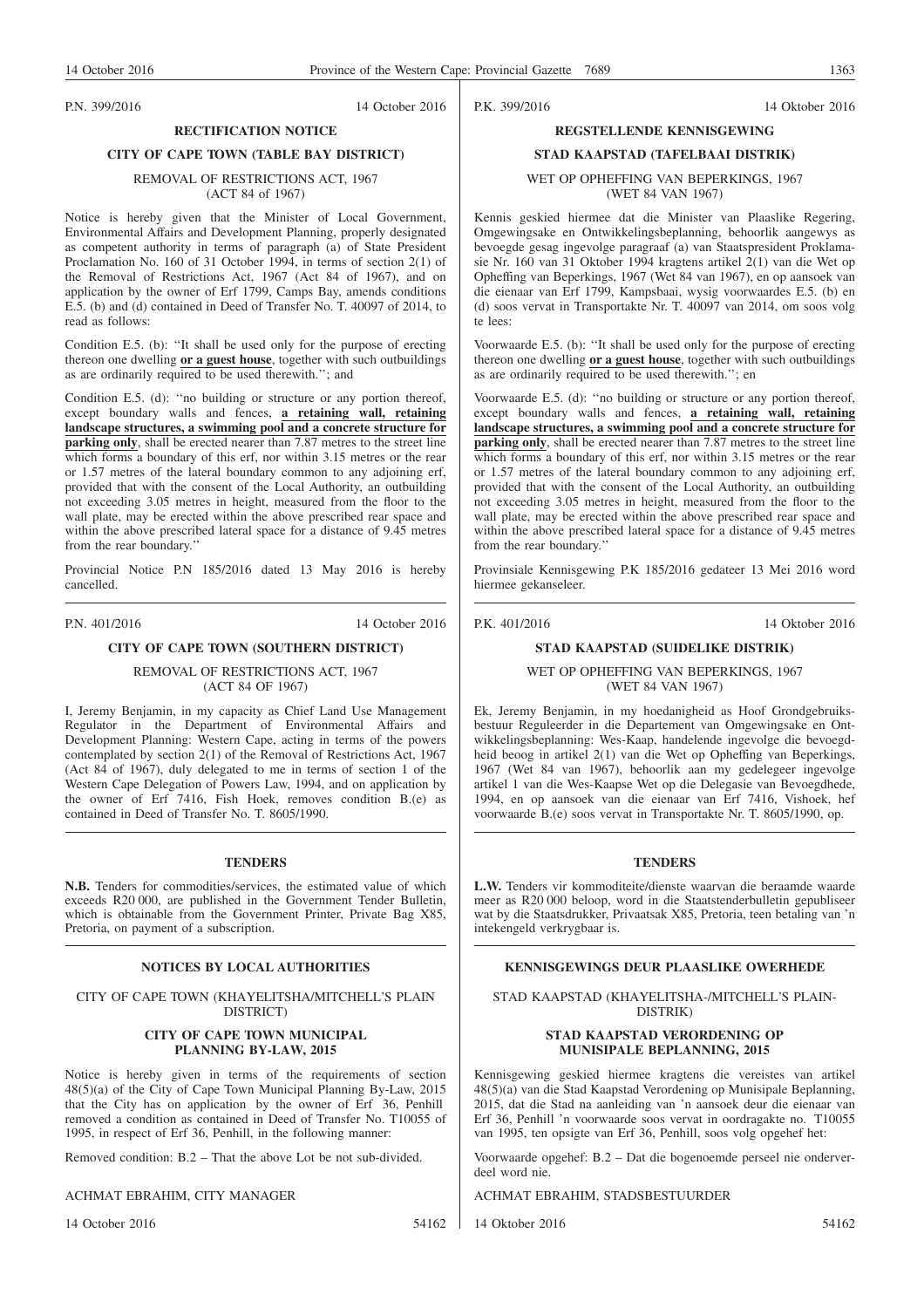P.N. 399/2016 14 October 2016

## RECTIFICATION NOTICE

### CITY OF CAPE TOWN (TABLE BAY DISTRICT)

REMOVAL OF RESTRICTIONS ACT, 1967
(ACT 84 of 1967)

Notice is hereby given that the Minister of Local Government, Environmental Affairs and Development Planning, properly designated as competent authority in terms of paragraph (a) of State President Proclamation No. 160 of 31 October 1994, in terms of section 2(1) of the Removal of Restrictions Act, 1967 (Act 84 of 1967), and on application by the owner of Erf 1799, Camps Bay, amends conditions E.5. (b) and (d) contained in Deed of Transfer No. T. 40097 of 2014, to read as follows:

Condition E.5. (b): ''It shall be used only for the purpose of erecting thereon one dwelling **or a guest house**, together with such outbuildings as are ordinarily required to be used therewith.''; and

Condition E.5. (d): ''no building or structure or any portion thereof, except boundary walls and fences, **a retaining wall, retaining landscape structures, a swimming pool and a concrete structure for parking only**, shall be erected nearer than 7.87 metres to the street line which forms a boundary of this erf, nor within 3.15 metres or the rear or 1.57 metres of the lateral boundary common to any adjoining erf, provided that with the consent of the Local Authority, an outbuilding not exceeding 3.05 metres in height, measured from the floor to the wall plate, may be erected within the above prescribed rear space and within the above prescribed lateral space for a distance of 9.45 metres from the rear boundary.''

Provincial Notice P.N 185/2016 dated 13 May 2016 is hereby cancelled.

---

P.K. 399/2016 14 Oktober 2016

## REGSTELLENDE KENNISGEWING

### STAD KAAPSTAD (TAFELBAAI DISTRIK)

WET OP OPHEFFING VAN BEPERKINGS, 1967
(WET 84 VAN 1967)

Kennis geskied hiermee dat die Minister van Plaaslike Regering, Omgewingsake en Ontwikkelingsbeplanning, behoorlik aangewys as bevoegde gesag ingevolge paragraaf (a) van Staatspresident Proklamasie Nr. 160 van 31 Oktober 1994 kragtens artikel 2(1) van die Wet op Opheffing van Beperkings, 1967 (Wet 84 van 1967), en op aansoek van die eienaar van Erf 1799, Kampsbaai, wysig voorwaardes E.5. (b) en (d) soos vervat in Transportakte Nr. T. 40097 van 2014, om soos volg te lees:

Voorwaarde E.5. (b): ''It shall be used only for the purpose of erecting thereon one dwelling **or a guest house**, together with such outbuildings as are ordinarily required to be used therewith.''; en

Voorwaarde E.5. (d): ''no building or structure or any portion thereof, except boundary walls and fences, **a retaining wall, retaining landscape structures, a swimming pool and a concrete structure for parking only**, shall be erected nearer than 7.87 metres to the street line which forms a boundary of this erf, nor within 3.15 metres or the rear or 1.57 metres of the lateral boundary common to any adjoining erf, provided that with the consent of the Local Authority, an outbuilding not exceeding 3.05 metres in height, measured from the floor to the wall plate, may be erected within the above prescribed rear space and within the above prescribed lateral space for a distance of 9.45 metres from the rear boundary.''

Provinsiale Kennisgewing P.K 185/2016 gedateer 13 Mei 2016 word hiermee gekanseleer.

---

P.N. 401/2016 14 October 2016

### CITY OF CAPE TOWN (SOUTHERN DISTRICT)

REMOVAL OF RESTRICTIONS ACT, 1967
(ACT 84 OF 1967)

I, Jeremy Benjamin, in my capacity as Chief Land Use Management Regulator in the Department of Environmental Affairs and Development Planning: Western Cape, acting in terms of the powers contemplated by section 2(1) of the Removal of Restrictions Act, 1967 (Act 84 of 1967), duly delegated to me in terms of section 1 of the Western Cape Delegation of Powers Law, 1994, and on application by the owner of Erf 7416, Fish Hoek, removes condition B.(e) as contained in Deed of Transfer No. T. 8605/1990.

---

P.K. 401/2016 14 Oktober 2016

### STAD KAAPSTAD (SUIDELIKE DISTRIK)

WET OP OPHEFFING VAN BEPERKINGS, 1967
(WET 84 VAN 1967)

Ek, Jeremy Benjamin, in my hoedanigheid as Hoof Grondgebruiksbestuur Reguleerder in die Departement van Omgewingsake en Ontwikkelingsbeplanning: Wes-Kaap, handelende ingevolge die bevoegdheid beoog in artikel 2(1) van die Wet op Opheffing van Beperkings, 1967 (Wet 84 van 1967), behoorlik aan my gedelegeer ingevolge artikel 1 van die Wes-Kaapse Wet op die Delegasie van Bevoegdhede, 1994, en op aansoek van die eienaar van Erf 7416, Vishoek, hef voorwaarde B.(e) soos vervat in Transportakte Nr. T. 8605/1990, op.

---

## TENDERS

**N.B.** Tenders for commodities/services, the estimated value of which exceeds R20 000, are published in the Government Tender Bulletin, which is obtainable from the Government Printer, Private Bag X85, Pretoria, on payment of a subscription.

## TENDERS

**L.W.** Tenders vir kommoditeite/dienste waarvan die beraamde waarde meer as R20 000 beloop, word in die Staatstenderbulletin gepubliseer wat by die Staatsdrukker, Privaatsak X85, Pretoria, teen betaling van 'n intekengeld verkrygbaar is.

---

## NOTICES BY LOCAL AUTHORITIES

CITY OF CAPE TOWN (KHAYELITSHA/MITCHELL'S PLAIN DISTRICT)

### CITY OF CAPE TOWN MUNICIPAL PLANNING BY-LAW, 2015

Notice is hereby given in terms of the requirements of section 48(5)(a) of the City of Cape Town Municipal Planning By-Law, 2015 that the City has on application by the owner of Erf 36, Penhill removed a condition as contained in Deed of Transfer No. T10055 of 1995, in respect of Erf 36, Penhill, in the following manner:

Removed condition: B.2 – That the above Lot be not sub-divided.

ACHMAT EBRAHIM, CITY MANAGER

14 October 2016 54162

## KENNISGEWINGS DEUR PLAASLIKE OWERHEDE

STAD KAAPSTAD (KHAYELITSHA-/MITCHELL'S PLAIN-DISTRIK)

### STAD KAAPSTAD VERORDENING OP MUNISIPALE BEPLANNING, 2015

Kennisgewing geskied hiermee kragtens die vereistes van artikel 48(5)(a) van die Stad Kaapstad Verordening op Munisipale Beplanning, 2015, dat die Stad na aanleiding van 'n aansoek deur die eienaar van Erf 36, Penhill 'n voorwaarde soos vervat in oordragakte no. T10055 van 1995, ten opsigte van Erf 36, Penhill, soos volg opgehef het:

Voorwaarde opgehef: B.2 – Dat die bogenoemde perseel nie onderverdeel word nie.

ACHMAT EBRAHIM, STADSBESTUURDER

14 Oktober 2016 54162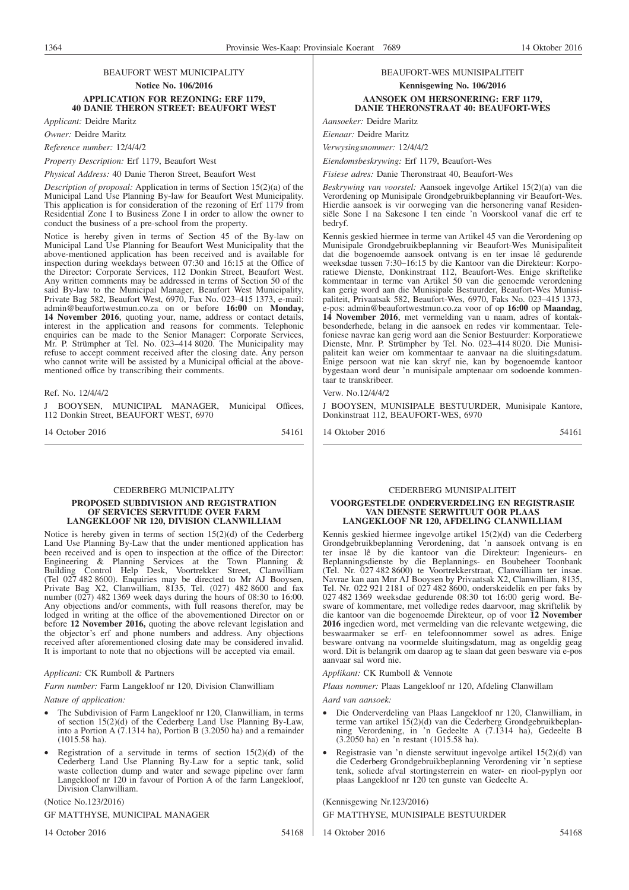BEAUFORT WEST MUNICIPALITY

**Notice No. 106/2016**

**APPLICATION FOR REZONING: ERF 1179, 40 DANIE THERON STREET: BEAUFORT WEST**

*Applicant:* Deidre Maritz

*Owner:* Deidre Maritz

*Reference number:* 12/4/4/2

*Property Description:* Erf 1179, Beaufort West

*Physical Address:* 40 Danie Theron Street, Beaufort West

*Description of proposal:* Application in terms of Section 15(2)(a) of the Municipal Land Use Planning By-law for Beaufort West Municipality. This application is for consideration of the rezoning of Erf 1179 from Residential Zone I to Business Zone I in order to allow the owner to conduct the business of a pre-school from the property.

Notice is hereby given in terms of Section 45 of the By-law on Municipal Land Use Planning for Beaufort West Municipality that the above-mentioned application has been received and is available for inspection during weekdays between 07:30 and 16:15 at the Office of the Director: Corporate Services, 112 Donkin Street, Beaufort West. Any written comments may be addressed in terms of Section 50 of the said By-law to the Municipal Manager, Beaufort West Municipality, Private Bag 582, Beaufort West, 6970, Fax No. 023–415 1373, e-mail: admin@beaufortwestmun.co.za on or before **16:00** on **Monday, 14 November 2016**, quoting your, name, address or contact details, interest in the application and reasons for comments. Telephonic enquiries can be made to the Senior Manager: Corporate Services, Mr. P. Strümpher at Tel. No. 023–414 8020. The Municipality may refuse to accept comment received after the closing date. Any person who cannot write will be assisted by a Municipal official at the above-mentioned office by transcribing their comments.

Ref. No. 12/4/4/2

J BOOYSEN, MUNICIPAL MANAGER, Municipal Offices, 112 Donkin Street, BEAUFORT WEST, 6970

14 October 2016 54161

BEAUFORT-WES MUNISIPALITEIT

**Kennisgewing No. 106/2016**

**AANSOEK OM HERSONERING: ERF 1179, DANIE THERONSTRAAT 40: BEAUFORT-WES**

*Aansoeker:* Deidre Maritz

*Eienaar:* Deidre Maritz

*Verwysingsnommer:* 12/4/4/2

*Eiendomsbeskrywing:* Erf 1179, Beaufort-Wes

*Fisiese adres:* Danie Theronstraat 40, Beaufort-Wes

*Beskrywing van voorstel:* Aansoek ingevolge Artikel 15(2)(a) van die Verordening op Munisipale Grondgebruikbeplanning vir Beaufort-Wes. Hierdie aansoek is vir oorweging van die hersonering vanaf Residensiële Sone I na Sakesone I ten einde 'n Voorskool vanaf die erf te bedryf.

Kennis geskied hiermee in terme van Artikel 45 van die Verordening op Munisipale Grondgebruikbeplanning vir Beaufort-Wes Munisipaliteit dat die bogenoemde aansoek ontvang is en ter insae lê gedurende weeksdae tussen 7:30–16:15 by die Kantoor van die Direkteur: Korporatiewe Dienste, Donkinstraat 112, Beaufort-Wes. Enige skriftelike kommentaar in terme van Artikel 50 van die genoemde verordening kan gerig word aan die Munisipale Bestuurder, Beaufort-Wes Munisipaliteit, Privaatsak 582, Beaufort-Wes, 6970, Faks No. 023–415 1373, e-pos: admin@beaufortwestmun.co.za voor of op **16:00** op **Maandag**, **14 November 2016**, met vermelding van u naam, adres of kontakbesonderhede, belang in die aansoek en redes vir kommentaar. Telefoniese navrae kan gerig word aan die Senior Bestuurder: Korporatiewe Dienste, Mnr. P. Strümpher by Tel. No. 023–414 8020. Die Munisipaliteit kan weier om kommentaar te aanvaar na die sluitingsdatum. Enige persoon wat nie kan skryf nie, kan by bogenoemde kantoor bygestaan word deur 'n munisipale amptenaar om sodoende kommentaar te transkribeer.

Verw. No.12/4/4/2

J BOOYSEN, MUNISIPALE BESTUURDER, Munisipale Kantore, Donkinstraat 112, BEAUFORT-WES, 6970

14 Oktober 2016 54161

CEDERBERG MUNICIPALITY

**PROPOSED SUBDIVISION AND REGISTRATION OF SERVICES SERVITUDE OVER FARM LANGEKLOOF NR 120, DIVISION CLANWILLIAM**

Notice is hereby given in terms of section 15(2)(d) of the Cederberg Land Use Planning By-Law that the under mentioned application has been received and is open to inspection at the office of the Director: Engineering & Planning Services at the Town Planning & Building Control Help Desk, Voortrekker Street, Clanwilliam (Tel 027 482 8600). Enquiries may be directed to Mr AJ Booysen, Private Bag X2, Clanwilliam, 8135, Tel. (027) 482 8600 and fax number (027) 482 1369 week days during the hours of 08:30 to 16:00. Any objections and/or comments, with full reasons therefor, may be lodged in writing at the office of the abovementioned Director on or before **12 November 2016,** quoting the above relevant legislation and the objector's erf and phone numbers and address. Any objections received after aforementioned closing date may be considered invalid. It is important to note that no objections will be accepted via email.

*Applicant:* CK Rumboll & Partners

*Farm number:* Farm Langekloof nr 120, Division Clanwilliam

*Nature of application:*

- The Subdivision of Farm Langekloof nr 120, Clanwilliam, in terms of section 15(2)(d) of the Cederberg Land Use Planning By-Law, into a Portion A (7.1314 ha), Portion B (3.2050 ha) and a remainder (1015.58 ha).
- Registration of a servitude in terms of section 15(2)(d) of the Cederberg Land Use Planning By-Law for a septic tank, solid waste collection dump and water and sewage pipeline over farm Langekloof nr 120 in favour of Portion A of the farm Langekloof, Division Clanwilliam.

(Notice No.123/2016)

GF MATTHYSE, MUNICIPAL MANAGER

14 October 2016 54168

CEDERBERG MUNISIPALITEIT

**VOORGESTELDE ONDERVERDELING EN REGISTRASIE VAN DIENSTE SERWITUUT OOR PLAAS LANGEKLOOF NR 120, AFDELING CLANWILLIAM**

Kennis geskied hiermee ingevolge artikel 15(2)(d) van die Cederberg Grondgebruikbeplanning Verordening, dat 'n aansoek ontvang is en ter insae lê by die kantoor van die Direkteur: Ingenieurs- en Beplanningsdienste by die Beplannings- en Boubeheer Toonbank (Tel. Nr. 027 482 8600) te Voortrekkerstraat, Clanwilliam ter insae. Navrae kan aan Mnr AJ Booysen by Privaatsak X2, Clanwilliam, 8135, Tel. Nr. 022 921 2181 of 027 482 8600, onderskeidelik en per faks by 027 482 1369 weeksdae gedurende 08:30 tot 16:00 gerig word. Besware of kommentare, met volledige redes daarvoor, mag skriftelik by die kantoor van die bogenoemde Direkteur, op of voor **12 November 2016** ingedien word, met vermelding van die relevante wetgewing, die beswaarmaker se erf- en telefoonnommer sowel as adres. Enige besware ontvang na voormelde sluitingsdatum, mag as ongeldig geag word. Dit is belangrik om daarop ag te slaan dat geen besware via e-pos aanvaar sal word nie.

*Applikant:* CK Rumboll & Vennote

*Plaas nommer:* Plaas Langekloof nr 120, Afdeling Clanwillam

*Aard van aansoek:*

- Die Onderverdeling van Plaas Langekloof nr 120, Clanwilliam, in terme van artikel 15(2)(d) van die Cederberg Grondgebruikbeplanning Verordening, in 'n Gedeelte A (7.1314 ha), Gedeelte B (3.2050 ha) en 'n restant (1015.58 ha).
- Registrasie van 'n dienste serwituut ingevolge artikel 15(2)(d) van die Cederberg Grondgebruikbeplanning Verordening vir 'n septiese tenk, soliede afval stortingsterrein en water- en riool-pyplyn oor plaas Langekloof nr 120 ten gunste van Gedeelte A.

(Kennisgewing Nr.123/2016)

GF MATTHYSE, MUNISIPALE BESTUURDER

14 Oktober 2016 54168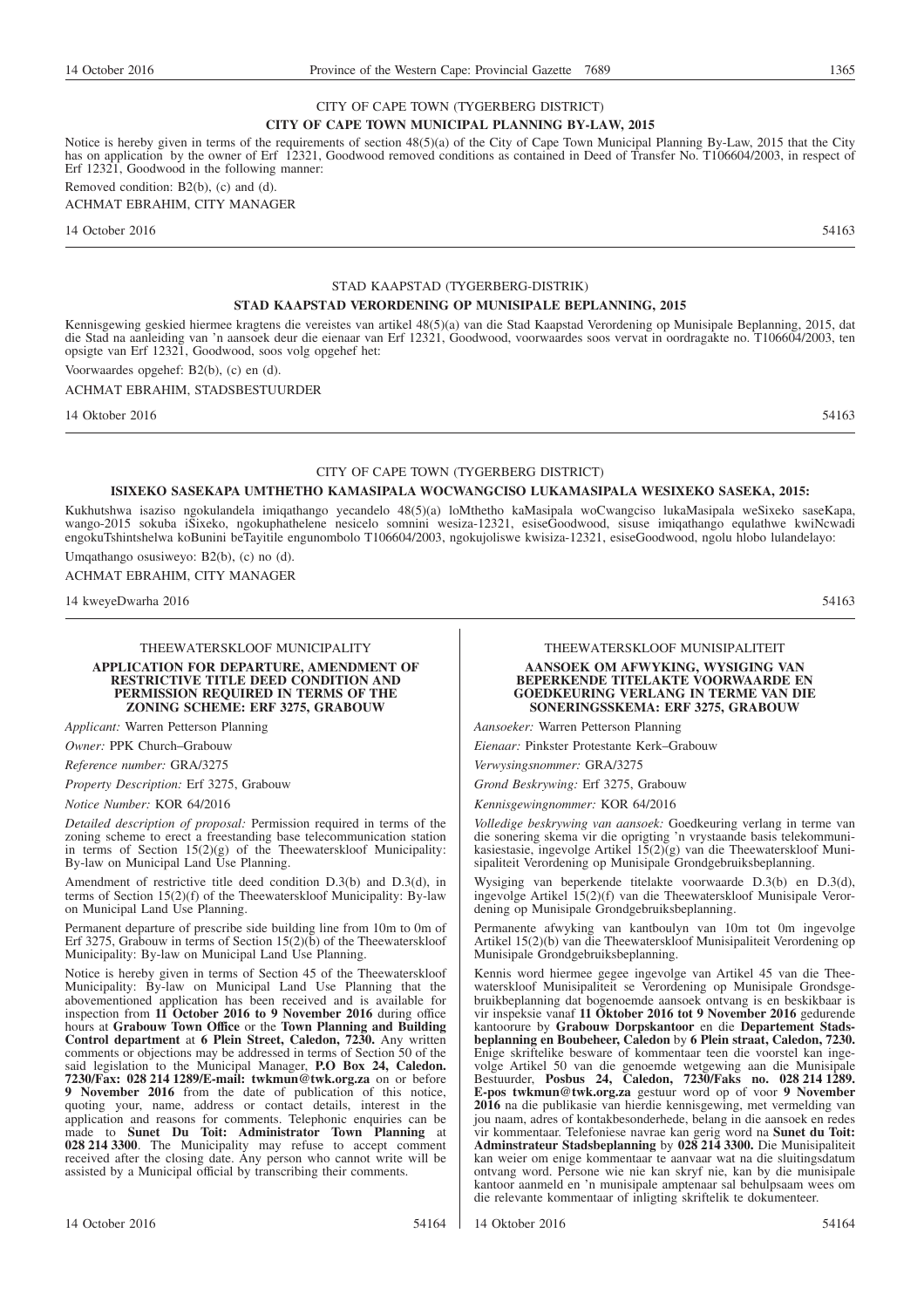CITY OF CAPE TOWN (TYGERBERG DISTRICT)

**CITY OF CAPE TOWN MUNICIPAL PLANNING BY-LAW, 2015**

Notice is hereby given in terms of the requirements of section 48(5)(a) of the City of Cape Town Municipal Planning By-Law, 2015 that the City has on application by the owner of Erf 12321, Goodwood removed conditions as contained in Deed of Transfer No. T106604/2003, in respect of Erf 12321, Goodwood in the following manner:

Removed condition: B2(b), (c) and (d).

ACHMAT EBRAHIM, CITY MANAGER

14 October 2016 54163

---

STAD KAAPSTAD (TYGERBERG-DISTRIK)

**STAD KAAPSTAD VERORDENING OP MUNISIPALE BEPLANNING, 2015**

Kennisgewing geskied hiermee kragtens die vereistes van artikel 48(5)(a) van die Stad Kaapstad Verordening op Munisipale Beplanning, 2015, dat die Stad na aanleiding van 'n aansoek deur die eienaar van Erf 12321, Goodwood, voorwaardes soos vervat in oordragakte no. T106604/2003, ten opsigte van Erf 12321, Goodwood, soos volg opgehef het:

Voorwaardes opgehef: B2(b), (c) en (d).

ACHMAT EBRAHIM, STADSBESTUURDER

14 Oktober 2016 54163

---

CITY OF CAPE TOWN (TYGERBERG DISTRICT)

**ISIXEKO SASEKAPA UMTHETHO KAMASIPALA WOCWANGCISO LUKAMASIPALA WESIXEKO SASEKA, 2015:**

Kukhutshwa isaziso ngokulandela imiqathango yecandelo 48(5)(a) loMthetho kaMasipala woCwangciso lukaMasipala weSixeko saseKapa, wango-2015 sokuba iSixeko, ngokuphathelene nesicelo somnini wesiza-12321, esiseGoodwood, sisuse imiqathango equlathwe kwiNcwadi engokuTshintshelwa koBunini beTayitile engunombolo T106604/2003, ngokujoliswe kwisiza-12321, esiseGoodwood, ngolu hlobo lulandelayo:

Umqathango osusiweyo: B2(b), (c) no (d).

ACHMAT EBRAHIM, CITY MANAGER

14 kweyeDwarha 2016 54163

---

THEEWATERSKLOOF MUNICIPALITY

**APPLICATION FOR DEPARTURE, AMENDMENT OF RESTRICTIVE TITLE DEED CONDITION AND PERMISSION REQUIRED IN TERMS OF THE ZONING SCHEME: ERF 3275, GRABOUW**

*Applicant:* Warren Petterson Planning

*Owner:* PPK Church–Grabouw

*Reference number:* GRA/3275

*Property Description:* Erf 3275, Grabouw

*Notice Number:* KOR 64/2016

*Detailed description of proposal:* Permission required in terms of the zoning scheme to erect a freestanding base telecommunication station in terms of Section 15(2)(g) of the Theewaterskloof Municipality: By-law on Municipal Land Use Planning.

Amendment of restrictive title deed condition D.3(b) and D.3(d), in terms of Section 15(2)(f) of the Theewaterskloof Municipality: By-law on Municipal Land Use Planning.

Permanent departure of prescribe side building line from 10m to 0m of Erf 3275, Grabouw in terms of Section 15(2)(b) of the Theewaterskloof Municipality: By-law on Municipal Land Use Planning.

Notice is hereby given in terms of Section 45 of the Theewaterskloof Municipality: By-law on Municipal Land Use Planning that the abovementioned application has been received and is available for inspection from **11 October 2016 to 9 November 2016** during office hours at **Grabouw Town Office** or the **Town Planning and Building Control department** at **6 Plein Street, Caledon, 7230.** Any written comments or objections may be addressed in terms of Section 50 of the said legislation to the Municipal Manager, **P.O Box 24, Caledon. 7230/Fax: 028 214 1289/E-mail: twkmun@twk.org.za** on or before **9 November 2016** from the date of publication of this notice, quoting your, name, address or contact details, interest in the application and reasons for comments. Telephonic enquiries can be made to **Sunet Du Toit: Administrator Town Planning** at **028 214 3300**. The Municipality may refuse to accept comment received after the closing date. Any person who cannot write will be assisted by a Municipal official by transcribing their comments.

14 October 2016 54164

---

THEEWATERSKLOOF MUNISIPALITEIT

**AANSOEK OM AFWYKING, WYSIGING VAN BEPERKENDE TITELAKTE VOORWAARDE EN GOEDKEURING VERLANG IN TERME VAN DIE SONERINGSSKEMA: ERF 3275, GRABOUW**

*Aansoeker:* Warren Petterson Planning

*Eienaar:* Pinkster Protestante Kerk–Grabouw

*Verwysingsnommer:* GRA/3275

*Grond Beskrywing:* Erf 3275, Grabouw

*Kennisgewingnommer:* KOR 64/2016

*Volledige beskrywing van aansoek:* Goedkeuring verlang in terme van die sonering skema vir die oprigting 'n vrystaande basis telekommunikasiestasie, ingevolge Artikel 15(2)(g) van die Theewaterskloof Munisipaliteit Verordening op Munisipale Grondgebruiksbeplanning.

Wysiging van beperkende titelakte voorwaarde D.3(b) en D.3(d), ingevolge Artikel 15(2)(f) van die Theewaterskloof Munisipale Verordening op Munisipale Grondgebruiksbeplanning.

Permanente afwyking van kantboulyn van 10m tot 0m ingevolge Artikel 15(2)(b) van die Theewaterskloof Munisipaliteit Verordening op Munisipale Grondgebruiksbeplanning.

Kennis word hiermee gegee ingevolge van Artikel 45 van die Theewaterskloof Munisipaliteit se Verordening op Munisipale Grondsgebruikbeplanning dat bogenoemde aansoek ontvang is en beskikbaar is vir inspeksie vanaf **11 Oktober 2016 tot 9 November 2016** gedurende kantoorure by **Grabouw Dorpskantoor** en die **Departement Stadsbeplanning en Boubeheer, Caledon** by **6 Plein straat, Caledon, 7230.** Enige skriftelike besware of kommentaar teen die voorstel kan ingevolge Artikel 50 van die genoemde wetgewing aan die Munisipale Bestuurder, **Posbus 24, Caledon, 7230/Faks no. 028 214 1289. E-pos twkmun@twk.org.za** gestuur word op of voor **9 November 2016** na die publikasie van hierdie kennisgewing, met vermelding van jou naam, adres of kontakbesonderhede, belang in die aansoek en redes vir kommentaar. Telefoniese navrae kan gerig word na **Sunet du Toit: Adminstrateur Stadsbeplanning** by **028 214 3300.** Die Munisipaliteit kan weier om enige kommentaar te aanvaar wat na die sluitingsdatum ontvang word. Persone wie nie kan skryf nie, kan by die munisipale kantoor aanmeld en 'n munisipale amptenaar sal behulpsaam wees om die relevante kommentaar of inligting skriftelik te dokumenteer.

14 Oktober 2016 54164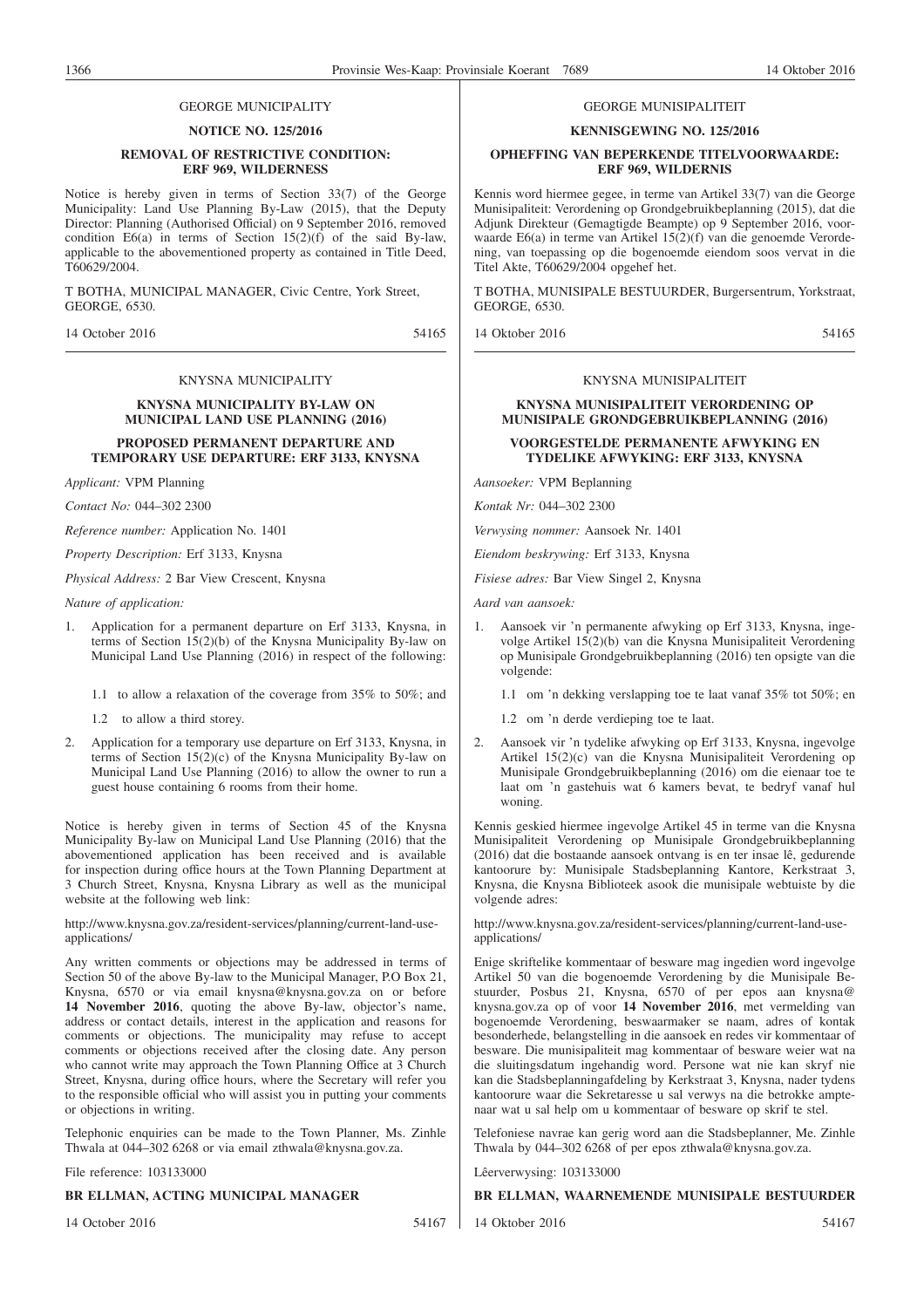GEORGE MUNICIPALITY

**NOTICE NO. 125/2016**

**REMOVAL OF RESTRICTIVE CONDITION: ERF 969, WILDERNESS**

Notice is hereby given in terms of Section 33(7) of the George Municipality: Land Use Planning By-Law (2015), that the Deputy Director: Planning (Authorised Official) on 9 September 2016, removed condition E6(a) in terms of Section 15(2)(f) of the said By-law, applicable to the abovementioned property as contained in Title Deed, T60629/2004.

T BOTHA, MUNICIPAL MANAGER, Civic Centre, York Street, GEORGE, 6530.

14 October 2016 54165

---

GEORGE MUNISIPALITEIT

**KENNISGEWING NO. 125/2016**

**OPHEFFING VAN BEPERKENDE TITELVOORWAARDE: ERF 969, WILDERNIS**

Kennis word hiermee gegee, in terme van Artikel 33(7) van die George Munisipaliteit: Verordening op Grondgebruikbeplanning (2015), dat die Adjunk Direkteur (Gemagtigde Beampte) op 9 September 2016, voorwaarde E6(a) in terme van Artikel 15(2)(f) van die genoemde Verordening, van toepassing op die bogenoemde eiendom soos vervat in die Titel Akte, T60629/2004 opgehef het.

T BOTHA, MUNISIPALE BESTUURDER, Burgersentrum, Yorkstraat, GEORGE, 6530.

14 Oktober 2016 54165

---

KNYSNA MUNICIPALITY

**KNYSNA MUNICIPALITY BY-LAW ON MUNICIPAL LAND USE PLANNING (2016)**

**PROPOSED PERMANENT DEPARTURE AND TEMPORARY USE DEPARTURE: ERF 3133, KNYSNA**

*Applicant:* VPM Planning

*Contact No:* 044–302 2300

*Reference number:* Application No. 1401

*Property Description:* Erf 3133, Knysna

*Physical Address:* 2 Bar View Crescent, Knysna

*Nature of application:*

1. Application for a permanent departure on Erf 3133, Knysna, in terms of Section 15(2)(b) of the Knysna Municipality By-law on Municipal Land Use Planning (2016) in respect of the following:

   1.1 to allow a relaxation of the coverage from 35% to 50%; and

   1.2 to allow a third storey.

2. Application for a temporary use departure on Erf 3133, Knysna, in terms of Section 15(2)(c) of the Knysna Municipality By-law on Municipal Land Use Planning (2016) to allow the owner to run a guest house containing 6 rooms from their home.

Notice is hereby given in terms of Section 45 of the Knysna Municipality By-law on Municipal Land Use Planning (2016) that the abovementioned application has been received and is available for inspection during office hours at the Town Planning Department at 3 Church Street, Knysna, Knysna Library as well as the municipal website at the following web link:

http://www.knysna.gov.za/resident-services/planning/current-land-use-applications/

Any written comments or objections may be addressed in terms of Section 50 of the above By-law to the Municipal Manager, P.O Box 21, Knysna, 6570 or via email knysna@knysna.gov.za on or before **14 November 2016**, quoting the above By-law, objector's name, address or contact details, interest in the application and reasons for comments or objections. The municipality may refuse to accept comments or objections received after the closing date. Any person who cannot write may approach the Town Planning Office at 3 Church Street, Knysna, during office hours, where the Secretary will refer you to the responsible official who will assist you in putting your comments or objections in writing.

Telephonic enquiries can be made to the Town Planner, Ms. Zinhle Thwala at 044–302 6268 or via email zthwala@knysna.gov.za.

File reference: 103133000

**BR ELLMAN, ACTING MUNICIPAL MANAGER**

14 October 2016 54167

---

KNYSNA MUNISIPALITEIT

**KNYSNA MUNISIPALITEIT VERORDENING OP MUNISIPALE GRONDGEBRUIKBEPLANNING (2016)**

**VOORGESTELDE PERMANENTE AFWYKING EN TYDELIKE AFWYKING: ERF 3133, KNYSNA**

*Aansoeker:* VPM Beplanning

*Kontak Nr:* 044–302 2300

*Verwysing nommer:* Aansoek Nr. 1401

*Eiendom beskrywing:* Erf 3133, Knysna

*Fisiese adres:* Bar View Singel 2, Knysna

*Aard van aansoek:*

1. Aansoek vir 'n permanente afwyking op Erf 3133, Knysna, ingevolge Artikel 15(2)(b) van die Knysna Munisipaliteit Verordening op Munisipale Grondgebruikbeplanning (2016) ten opsigte van die volgende:

   1.1 om 'n dekking verslapping toe te laat vanaf 35% tot 50%; en

   1.2 om 'n derde verdieping toe te laat.

2. Aansoek vir 'n tydelike afwyking op Erf 3133, Knysna, ingevolge Artikel 15(2)(c) van die Knysna Munisipaliteit Verordening op Munisipale Grondgebruikbeplanning (2016) om die eienaar toe te laat om 'n gastehuis wat 6 kamers bevat, te bedryf vanaf hul woning.

Kennis geskied hiermee ingevolge Artikel 45 in terme van die Knysna Munisipaliteit Verordening op Munisipale Grondgebruikbeplanning (2016) dat die bostaande aansoek ontvang is en ter insae lê, gedurende kantoorure by: Munisipale Stadsbeplanning Kantore, Kerkstraat 3, Knysna, die Knysna Biblioteek asook die munisipale webtuiste by die volgende adres:

http://www.knysna.gov.za/resident-services/planning/current-land-use-applications/

Enige skriftelike kommentaar of besware mag ingedien word ingevolge Artikel 50 van die bogenoemde Verordening by die Munisipale Bestuurder, Posbus 21, Knysna, 6570 of per epos aan knysna@knysna.gov.za op of voor **14 November 2016**, met vermelding van bogenoemde Verordening, beswaarmaker se naam, adres of kontak besonderhede, belangstelling in die aansoek en redes vir kommentaar of besware. Die munisipaliteit mag kommentaar of besware weier wat na die sluitingsdatum ingehandig word. Persone wat nie kan skryf nie kan die Stadsbeplanningafdeling by Kerkstraat 3, Knysna, nader tydens kantoorure waar die Sekretaresse u sal verwys na die betrokke amptenaar wat u sal help om u kommentaar of besware op skrif te stel.

Telefoniese navrae kan gerig word aan die Stadsbeplanner, Me. Zinhle Thwala by 044–302 6268 of per epos zthwala@knysna.gov.za.

Lêerverwysing: 103133000

**BR ELLMAN, WAARNEMENDE MUNISIPALE BESTUURDER**

14 Oktober 2016 54167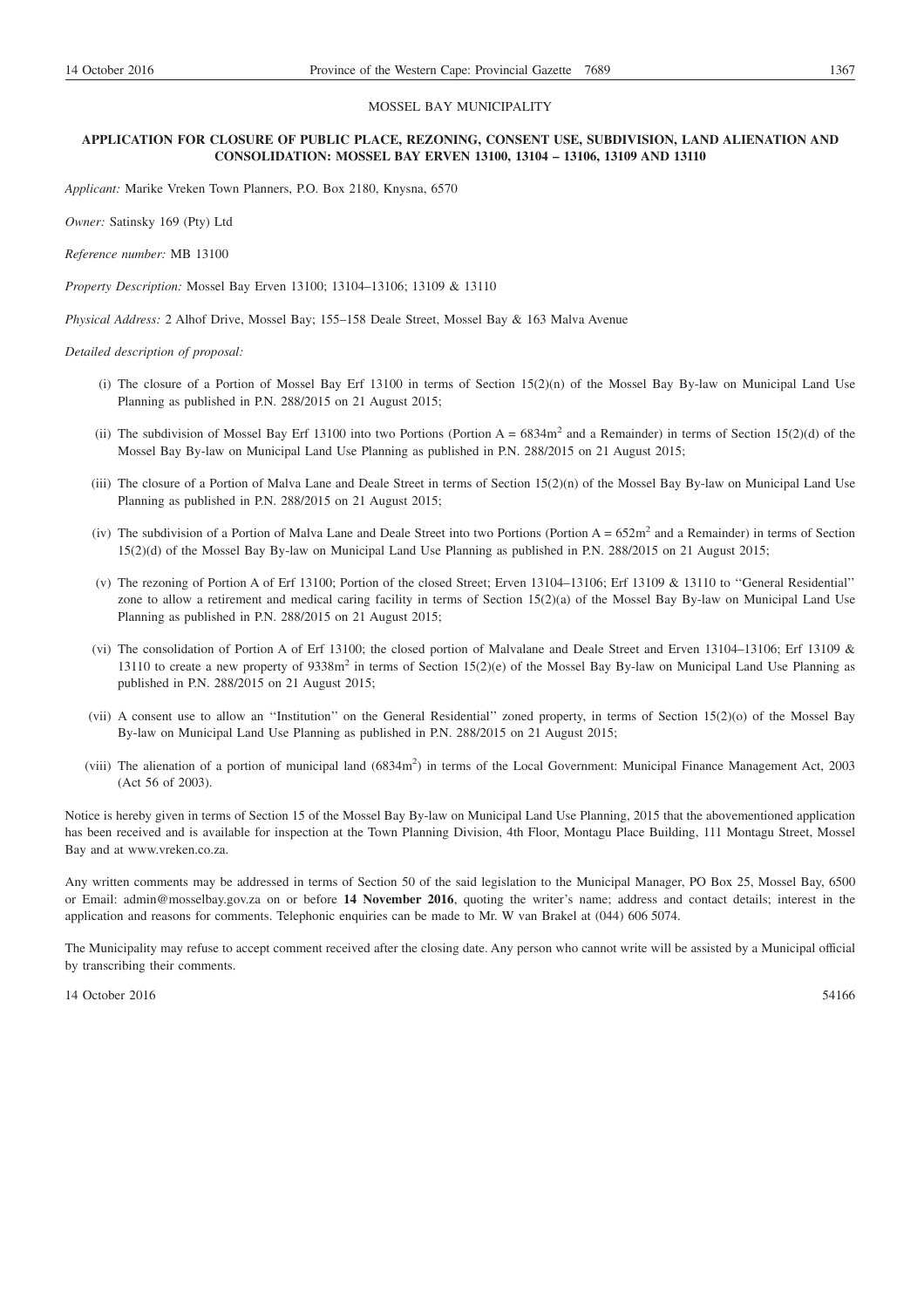MOSSEL BAY MUNICIPALITY

**APPLICATION FOR CLOSURE OF PUBLIC PLACE, REZONING, CONSENT USE, SUBDIVISION, LAND ALIENATION AND CONSOLIDATION: MOSSEL BAY ERVEN 13100, 13104 – 13106, 13109 AND 13110**

*Applicant:* Marike Vreken Town Planners, P.O. Box 2180, Knysna, 6570

*Owner:* Satinsky 169 (Pty) Ltd

*Reference number:* MB 13100

*Property Description:* Mossel Bay Erven 13100; 13104–13106; 13109 & 13110

*Physical Address:* 2 Alhof Drive, Mossel Bay; 155–158 Deale Street, Mossel Bay & 163 Malva Avenue

*Detailed description of proposal:*

(i) The closure of a Portion of Mossel Bay Erf 13100 in terms of Section 15(2)(n) of the Mossel Bay By-law on Municipal Land Use Planning as published in P.N. 288/2015 on 21 August 2015;

(ii) The subdivision of Mossel Bay Erf 13100 into two Portions (Portion A = 6834m$^2$ and a Remainder) in terms of Section 15(2)(d) of the Mossel Bay By-law on Municipal Land Use Planning as published in P.N. 288/2015 on 21 August 2015;

(iii) The closure of a Portion of Malva Lane and Deale Street in terms of Section 15(2)(n) of the Mossel Bay By-law on Municipal Land Use Planning as published in P.N. 288/2015 on 21 August 2015;

(iv) The subdivision of a Portion of Malva Lane and Deale Street into two Portions (Portion A = 652m$^2$ and a Remainder) in terms of Section 15(2)(d) of the Mossel Bay By-law on Municipal Land Use Planning as published in P.N. 288/2015 on 21 August 2015;

(v) The rezoning of Portion A of Erf 13100; Portion of the closed Street; Erven 13104–13106; Erf 13109 & 13110 to ''General Residential'' zone to allow a retirement and medical caring facility in terms of Section 15(2)(a) of the Mossel Bay By-law on Municipal Land Use Planning as published in P.N. 288/2015 on 21 August 2015;

(vi) The consolidation of Portion A of Erf 13100; the closed portion of Malvalane and Deale Street and Erven 13104–13106; Erf 13109 & 13110 to create a new property of 9338m$^2$ in terms of Section 15(2)(e) of the Mossel Bay By-law on Municipal Land Use Planning as published in P.N. 288/2015 on 21 August 2015;

(vii) A consent use to allow an ''Institution'' on the General Residential'' zoned property, in terms of Section 15(2)(o) of the Mossel Bay By-law on Municipal Land Use Planning as published in P.N. 288/2015 on 21 August 2015;

(viii) The alienation of a portion of municipal land (6834m$^2$) in terms of the Local Government: Municipal Finance Management Act, 2003 (Act 56 of 2003).

Notice is hereby given in terms of Section 15 of the Mossel Bay By-law on Municipal Land Use Planning, 2015 that the abovementioned application has been received and is available for inspection at the Town Planning Division, 4th Floor, Montagu Place Building, 111 Montagu Street, Mossel Bay and at www.vreken.co.za.

Any written comments may be addressed in terms of Section 50 of the said legislation to the Municipal Manager, PO Box 25, Mossel Bay, 6500 or Email: admin@mosselbay.gov.za on or before **14 November 2016**, quoting the writer's name; address and contact details; interest in the application and reasons for comments. Telephonic enquiries can be made to Mr. W van Brakel at (044) 606 5074.

The Municipality may refuse to accept comment received after the closing date. Any person who cannot write will be assisted by a Municipal official by transcribing their comments.

14 October 2016 54166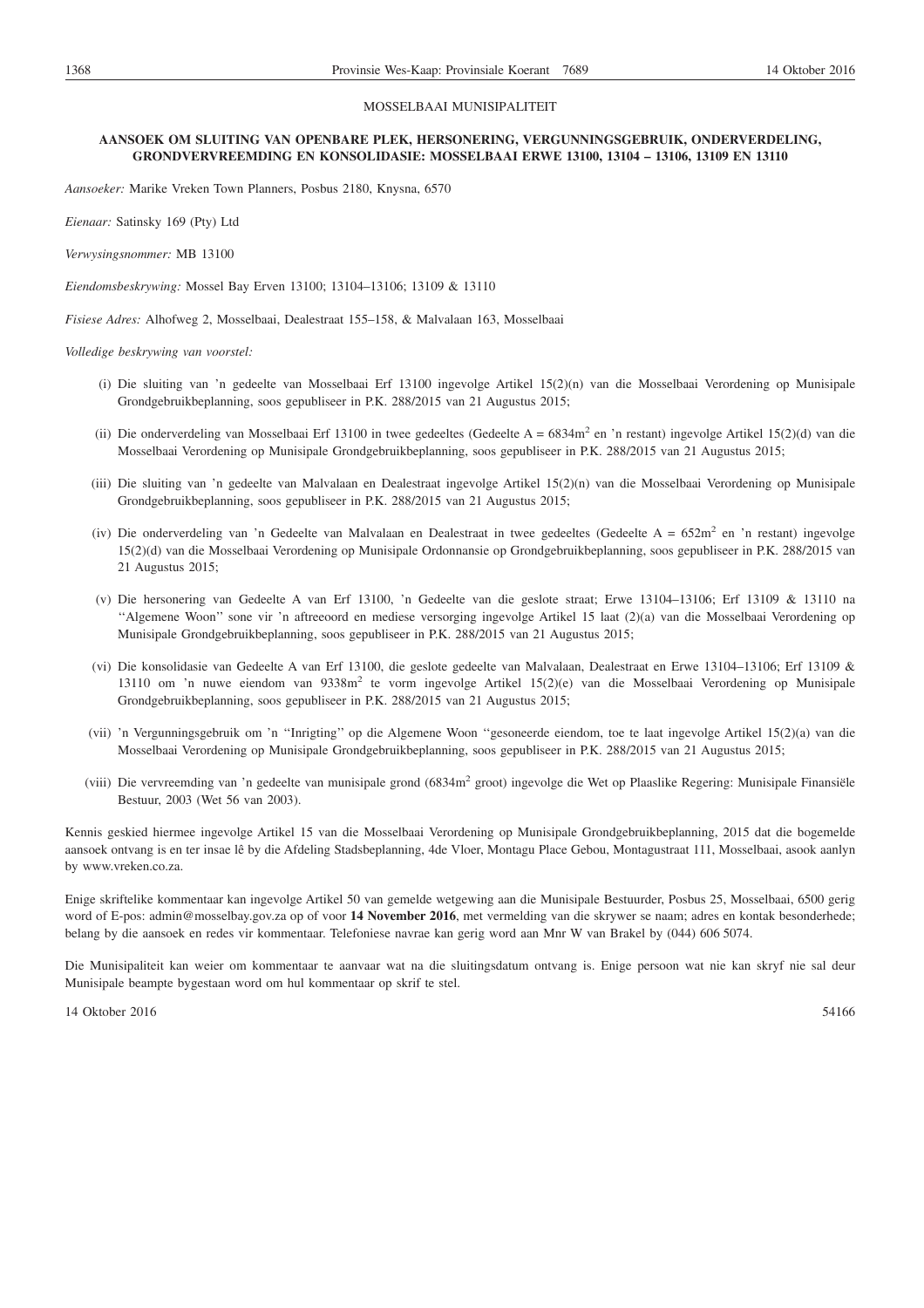MOSSELBAAI MUNISIPALITEIT

**AANSOEK OM SLUITING VAN OPENBARE PLEK, HERSONERING, VERGUNNINGSGEBRUIK, ONDERVERDELING, GRONDVERVREEMDING EN KONSOLIDASIE: MOSSELBAAI ERWE 13100, 13104 – 13106, 13109 EN 13110**

*Aansoeker:* Marike Vreken Town Planners, Posbus 2180, Knysna, 6570

*Eienaar:* Satinsky 169 (Pty) Ltd

*Verwysingsnommer:* MB 13100

*Eiendomsbeskrywing:* Mossel Bay Erven 13100; 13104–13106; 13109 & 13110

*Fisiese Adres:* Alhofweg 2, Mosselbaai, Dealestraat 155–158, & Malvalaan 163, Mosselbaai

*Volledige beskrywing van voorstel:*

(i) Die sluiting van 'n gedeelte van Mosselbaai Erf 13100 ingevolge Artikel 15(2)(n) van die Mosselbaai Verordening op Munisipale Grondgebruikbeplanning, soos gepubliseer in P.K. 288/2015 van 21 Augustus 2015;

(ii) Die onderverdeling van Mosselbaai Erf 13100 in twee gedeeltes (Gedeelte A = 6834m$^2$ en 'n restant) ingevolge Artikel 15(2)(d) van die Mosselbaai Verordening op Munisipale Grondgebruikbeplanning, soos gepubliseer in P.K. 288/2015 van 21 Augustus 2015;

(iii) Die sluiting van 'n gedeelte van Malvalaan en Dealestraat ingevolge Artikel 15(2)(n) van die Mosselbaai Verordening op Munisipale Grondgebruikbeplanning, soos gepubliseer in P.K. 288/2015 van 21 Augustus 2015;

(iv) Die onderverdeling van 'n Gedeelte van Malvalaan en Dealestraat in twee gedeeltes (Gedeelte A = 652m$^2$ en 'n restant) ingevolge 15(2)(d) van die Mosselbaai Verordening op Munisipale Ordonnansie op Grondgebruikbeplanning, soos gepubliseer in P.K. 288/2015 van 21 Augustus 2015;

(v) Die hersonering van Gedeelte A van Erf 13100, 'n Gedeelte van die geslote straat; Erwe 13104–13106; Erf 13109 & 13110 na ''Algemene Woon'' sone vir 'n aftreeoord en mediese versorging ingevolge Artikel 15 laat (2)(a) van die Mosselbaai Verordening op Munisipale Grondgebruikbeplanning, soos gepubliseer in P.K. 288/2015 van 21 Augustus 2015;

(vi) Die konsolidasie van Gedeelte A van Erf 13100, die geslote gedeelte van Malvalaan, Dealestraat en Erwe 13104–13106; Erf 13109 & 13110 om 'n nuwe eiendom van 9338m$^2$ te vorm ingevolge Artikel 15(2)(e) van die Mosselbaai Verordening op Munisipale Grondgebruikbeplanning, soos gepubliseer in P.K. 288/2015 van 21 Augustus 2015;

(vii) 'n Vergunningsgebruik om 'n ''Inrigting'' op die Algemene Woon ''gesoneerde eiendom, toe te laat ingevolge Artikel 15(2)(a) van die Mosselbaai Verordening op Munisipale Grondgebruikbeplanning, soos gepubliseer in P.K. 288/2015 van 21 Augustus 2015;

(viii) Die vervreemding van 'n gedeelte van munisipale grond (6834m$^2$ groot) ingevolge die Wet op Plaaslike Regering: Munisipale Finansiële Bestuur, 2003 (Wet 56 van 2003).

Kennis geskied hiermee ingevolge Artikel 15 van die Mosselbaai Verordening op Munisipale Grondgebruikbeplanning, 2015 dat die bogemelde aansoek ontvang is en ter insae lê by die Afdeling Stadsbeplanning, 4de Vloer, Montagu Place Gebou, Montagustraat 111, Mosselbaai, asook aanlyn by www.vreken.co.za.

Enige skriftelike kommentaar kan ingevolge Artikel 50 van gemelde wetgewing aan die Munisipale Bestuurder, Posbus 25, Mosselbaai, 6500 gerig word of E-pos: admin@mosselbay.gov.za op of voor **14 November 2016**, met vermelding van die skrywer se naam; adres en kontak besonderhede; belang by die aansoek en redes vir kommentaar. Telefoniese navrae kan gerig word aan Mnr W van Brakel by (044) 606 5074.

Die Munisipaliteit kan weier om kommentaar te aanvaar wat na die sluitingsdatum ontvang is. Enige persoon wat nie kan skryf nie sal deur Munisipale beampte bygestaan word om hul kommentaar op skrif te stel.

14 Oktober 2016 54166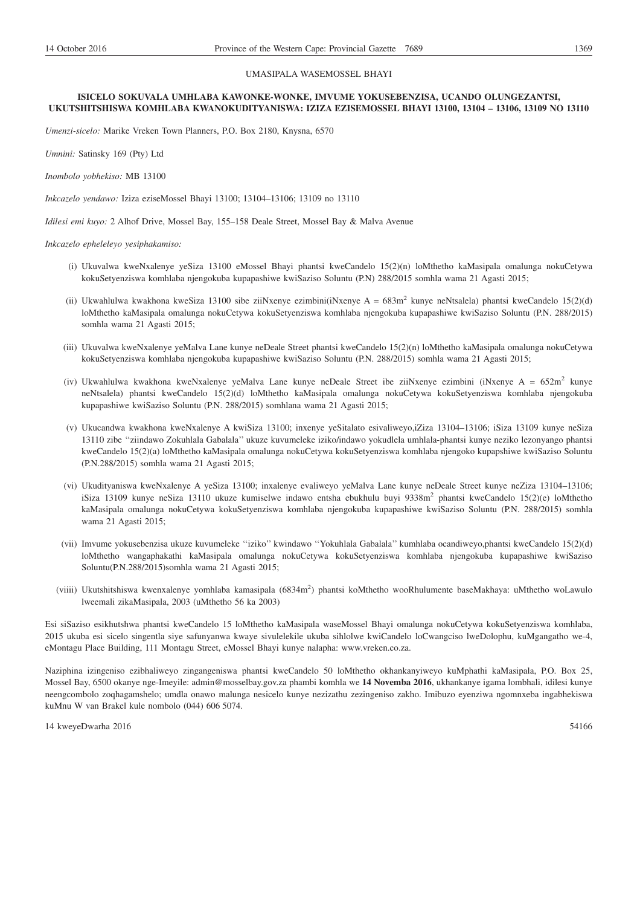UMASIPALA WASEMOSSEL BHAYI

**ISICELO SOKUVALA UMHLABA KAWONKE-WONKE, IMVUME YOKUSEBENZISA, UCANDO OLUNGEZANTSI, UKUTSHITSHISWA KOMHLABA KWANOKUDITYANISWA: IZIZA EZISEMOSSEL BHAYI 13100, 13104 – 13106, 13109 NO 13110**

*Umenzi-sicelo:* Marike Vreken Town Planners, P.O. Box 2180, Knysna, 6570

*Umnini:* Satinsky 169 (Pty) Ltd

*Inombolo yobhekiso:* MB 13100

*Inkcazelo yendawo:* Iziza eziseMossel Bhayi 13100; 13104–13106; 13109 no 13110

*Idilesi emi kuyo:* 2 Alhof Drive, Mossel Bay, 155–158 Deale Street, Mossel Bay & Malva Avenue

*Inkcazelo epheleleyo yesiphakamiso:*

(i) Ukuvalwa kweNxalenye yeSiza 13100 eMossel Bhayi phantsi kweCandelo 15(2)(n) loMthetho kaMasipala omalunga nokuCetywa kokuSetyenziswa komhlaba njengokuba kupapashiwe kwiSaziso Soluntu (P.N) 288/2015 somhla wama 21 Agasti 2015;

(ii) Ukwahlulwa kwakhona kweSiza 13100 sibe ziiNxenye ezimbini(iNxenye A = 683m$^2$ kunye neNtsalela) phantsi kweCandelo 15(2)(d) loMthetho kaMasipala omalunga nokuCetywa kokuSetyenziswa komhlaba njengokuba kupapashiwe kwiSaziso Soluntu (P.N. 288/2015) somhla wama 21 Agasti 2015;

(iii) Ukuvalwa kweNxalenye yeMalva Lane kunye neDeale Street phantsi kweCandelo 15(2)(n) loMthetho kaMasipala omalunga nokuCetywa kokuSetyenziswa komhlaba njengokuba kupapashiwe kwiSaziso Soluntu (P.N. 288/2015) somhla wama 21 Agasti 2015;

(iv) Ukwahlulwa kwakhona kweNxalenye yeMalva Lane kunye neDeale Street ibe ziiNxenye ezimbini (iNxenye A = 652m$^2$ kunye neNtsalela) phantsi kweCandelo 15(2)(d) loMthetho kaMasipala omalunga nokuCetywa kokuSetyenziswa komhlaba njengokuba kupapashiwe kwiSaziso Soluntu (P.N. 288/2015) somhlana wama 21 Agasti 2015;

(v) Ukucandwa kwakhona kweNxalenye A kwiSiza 13100; inxenye yeSitalato esivaliweyo,iZiza 13104–13106; iSiza 13109 kunye neSiza 13110 zibe ''ziindawo Zokuhlala Gabalala'' ukuze kuvumeleke iziko/indawo yokudlela umhlala-phantsi kunye neziko lezonyango phantsi kweCandelo 15(2)(a) loMthetho kaMasipala omalunga nokuCetywa kokuSetyenziswa komhlaba njengoko kupapshiwe kwiSaziso Soluntu (P.N.288/2015) somhla wama 21 Agasti 2015;

(vi) Ukudityaniswa kweNxalenye A yeSiza 13100; inxalenye evaliweyo yeMalva Lane kunye neDeale Street kunye neZiza 13104–13106; iSiza 13109 kunye neSiza 13110 ukuze kumiselwe indawo entsha ebukhulu buyi 9338m$^2$ phantsi kweCandelo 15(2)(e) loMthetho kaMasipala omalunga nokuCetywa kokuSetyenziswa komhlaba njengokuba kupapashiwe kwiSaziso Soluntu (P.N. 288/2015) somhla wama 21 Agasti 2015;

(vii) Imvume yokusebenzisa ukuze kuvumeleke ''iziko'' kwindawo ''Yokuhlala Gabalala'' kumhlaba ocandiweyo,phantsi kweCandelo 15(2)(d) loMthetho wangaphakathi kaMasipala omalunga nokuCetywa kokuSetyenziswa komhlaba njengokuba kupapashiwe kwiSaziso Soluntu(P.N.288/2015)somhla wama 21 Agasti 2015;

(viiii) Ukutshitshiswa kwenxalenye yomhlaba kamasipala (6834m$^2$) phantsi koMthetho wooRhulumente baseMakhaya: uMthetho woLawulo lweemali zikaMasipala, 2003 (uMthetho 56 ka 2003)

Esi siSaziso esikhutshwa phantsi kweCandelo 15 loMthetho kaMasipala waseMossel Bhayi omalunga nokuCetywa kokuSetyenziswa komhlaba, 2015 ukuba esi sicelo singentla siye safunyanwa kwaye sivulelekile ukuba sihlolwe kwiCandelo loCwangciso lweDolophu, kuMgangatho we-4, eMontagu Place Building, 111 Montagu Street, eMossel Bhayi kunye nalapha: www.vreken.co.za.

Naziphina izingeniso ezibhaliweyo zingangeniswa phantsi kweCandelo 50 loMthetho okhankanyiweyo kuMphathi kaMasipala, P.O. Box 25, Mossel Bay, 6500 okanye nge-Imeyile: admin@mosselbay.gov.za phambi komhla we **14 Novemba 2016**, ukhankanye igama lombhali, idilesi kunye neengcombolo zoqhagamshelo; umdla onawo malunga nesicelo kunye nezizathu zezingeniso zakho. Imibuzo eyenziwa ngomnxeba ingabhekiswa kuMnu W van Brakel kule nombolo (044) 606 5074.

14 kweyeDwarha 2016 — 54166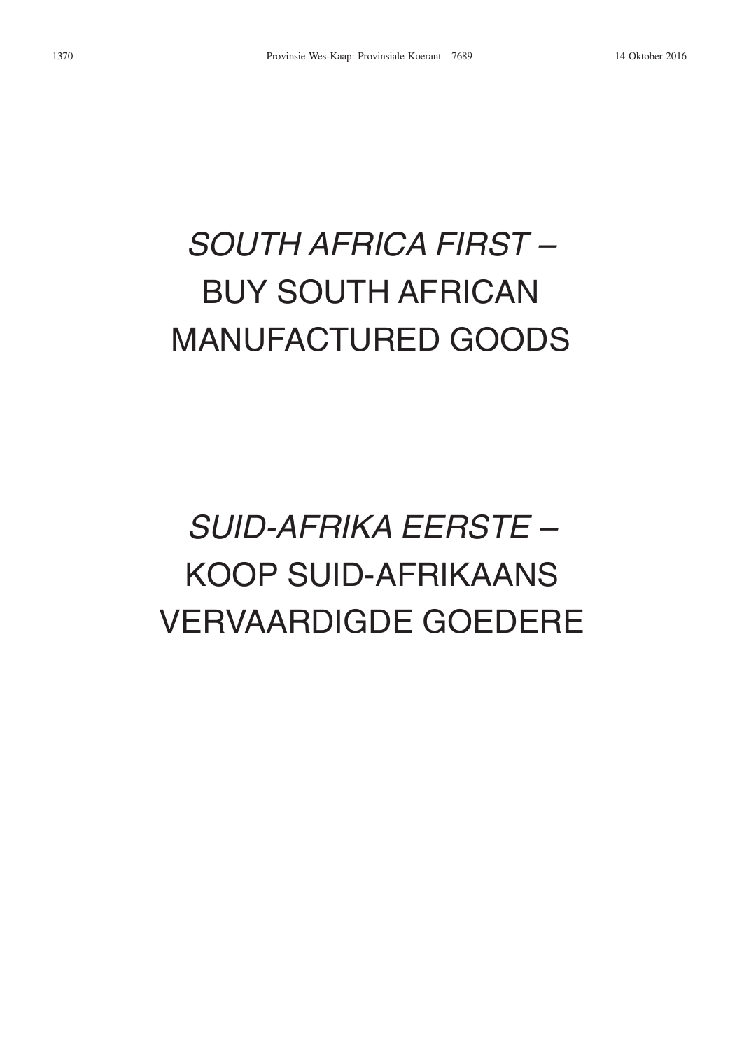*SOUTH AFRICA FIRST* –
BUY SOUTH AFRICAN
MANUFACTURED GOODS

*SUID-AFRIKA EERSTE* –
KOOP SUID-AFRIKAANS
VERVAARDIGDE GOEDERE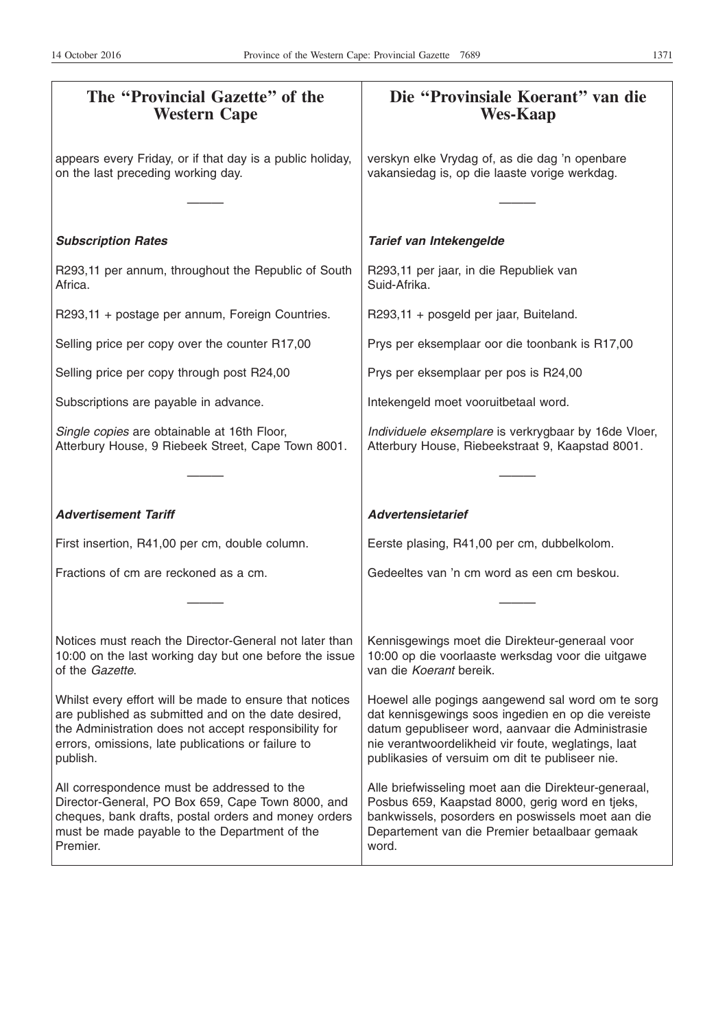## The "Provincial Gazette" of the Western Cape

appears every Friday, or if that day is a public holiday, on the last preceding working day.

---

***Subscription Rates***

R293,11 per annum, throughout the Republic of South Africa.

R293,11 + postage per annum, Foreign Countries.

Selling price per copy over the counter R17,00

Selling price per copy through post R24,00

Subscriptions are payable in advance.

*Single copies* are obtainable at 16th Floor, Atterbury House, 9 Riebeek Street, Cape Town 8001.

---

***Advertisement Tariff***

First insertion, R41,00 per cm, double column.

Fractions of cm are reckoned as a cm.

---

Notices must reach the Director-General not later than 10:00 on the last working day but one before the issue of the *Gazette.*

Whilst every effort will be made to ensure that notices are published as submitted and on the date desired, the Administration does not accept responsibility for errors, omissions, late publications or failure to publish.

All correspondence must be addressed to the Director-General, PO Box 659, Cape Town 8000, and cheques, bank drafts, postal orders and money orders must be made payable to the Department of the Premier.

## Die "Provinsiale Koerant" van die Wes-Kaap

verskyn elke Vrydag of, as die dag 'n openbare vakansiedag is, op die laaste vorige werkdag.

---

***Tarief van Intekengelde***

R293,11 per jaar, in die Republiek van Suid-Afrika.

R293,11 + posgeld per jaar, Buiteland.

Prys per eksemplaar oor die toonbank is R17,00

Prys per eksemplaar per pos is R24,00

Intekengeld moet vooruitbetaal word.

*Individuele eksemplare* is verkrygbaar by 16de Vloer, Atterbury House, Riebeekstraat 9, Kaapstad 8001.

---

***Advertensietarief***

Eerste plasing, R41,00 per cm, dubbelkolom.

Gedeeltes van 'n cm word as een cm beskou.

---

Kennisgewings moet die Direkteur-generaal voor 10:00 op die voorlaaste werksdag voor die uitgawe van die *Koerant* bereik.

Hoewel alle pogings aangewend sal word om te sorg dat kennisgewings soos ingedien en op die vereiste datum gepubliseer word, aanvaar die Administrasie nie verantwoordelikheid vir foute, weglatings, laat publikasies of versuim om dit te publiseer nie.

Alle briefwisseling moet aan die Direkteur-generaal, Posbus 659, Kaapstad 8000, gerig word en tjeks, bankwissels, posorders en poswissels moet aan die Departement van die Premier betaalbaar gemaak word.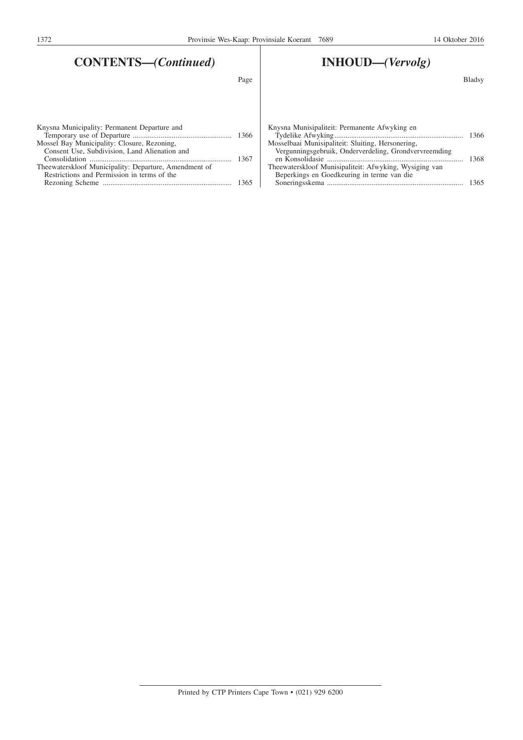## CONTENTS—*(Continued)*

Page

Knysna Municipality: Permanent Departure and Temporary use of Departure .................................................... 1366

Mossel Bay Municipality: Closure, Rezoning, Consent Use, Subdivision, Land Alienation and Consolidation ........................................................................... 1367

Theewaterskloof Municipality: Departure, Amendment of Restrictions and Permission in terms of the Rezoning Scheme .................................................................... 1365

## INHOUD—*(Vervolg)*

Bladsy

Knysna Munisipaliteit: Permanente Afwyking en Tydelike Afwyking..................................................................... 1366

Mosselbaai Munisipaliteit: Sluiting, Hersonering, Vergunningsgebruik, Onderverdeling, Grondvervreemding en Konsolidasie ......................................................................... 1368

Theewaterskloof Munisipaliteit: Afwyking, Wysiging van Beperkings en Goedkeuring in terme van die Soneringsskema ......................................................................... 1365

Printed by CTP Printers Cape Town • (021) 929 6200